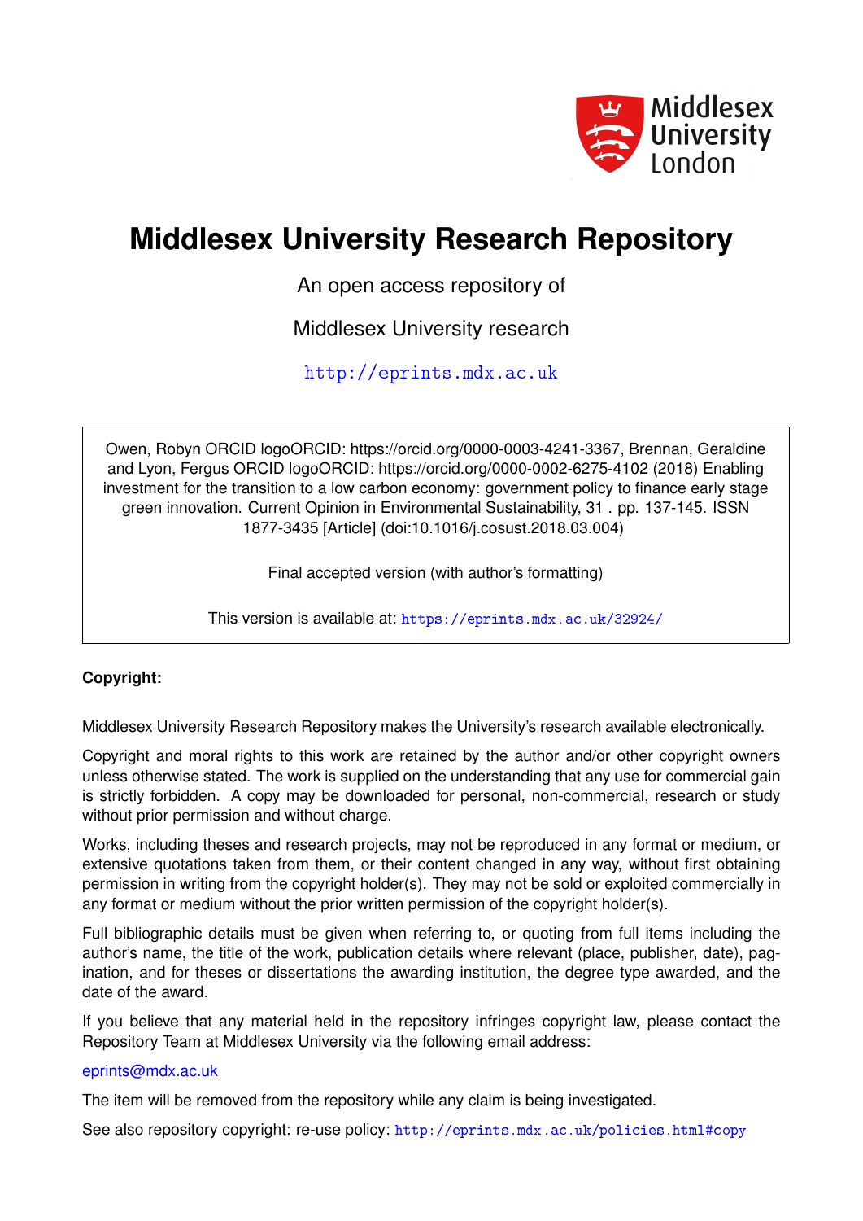# Middlesex University Research Repository

An open access repository of

Middlesex University research

http://eprints.mdx.ac.uk

Owen, Robyn ORCID logoORCID: https://orcid.org/0000-0003-4241-3367, Brennan, Geraldine and Lyon, Fergus ORCID logoORCID: https://orcid.org/0000-0002-6275-4102 (2018) Enabling investment for the transition to a low carbon economy: government policy to finance early stage green innovation. Current Opinion in Environmental Sustainability, 31 . pp. 137-145. ISSN 1877-3435 [Article] (doi:10.1016/j.cosust.2018.03.004)

Final accepted version (with author's formatting)

This version is available at: https://eprints.mdx.ac.uk/32924/

**Copyright:**

Middlesex University Research Repository makes the University's research available electronically.

Copyright and moral rights to this work are retained by the author and/or other copyright owners unless otherwise stated. The work is supplied on the understanding that any use for commercial gain is strictly forbidden. A copy may be downloaded for personal, non-commercial, research or study without prior permission and without charge.

Works, including theses and research projects, may not be reproduced in any format or medium, or extensive quotations taken from them, or their content changed in any way, without first obtaining permission in writing from the copyright holder(s). They may not be sold or exploited commercially in any format or medium without the prior written permission of the copyright holder(s).

Full bibliographic details must be given when referring to, or quoting from full items including the author's name, the title of the work, publication details where relevant (place, publisher, date), pagination, and for theses or dissertations the awarding institution, the degree type awarded, and the date of the award.

If you believe that any material held in the repository infringes copyright law, please contact the Repository Team at Middlesex University via the following email address:

eprints@mdx.ac.uk

The item will be removed from the repository while any claim is being investigated.

See also repository copyright: re-use policy: http://eprints.mdx.ac.uk/policies.html#copy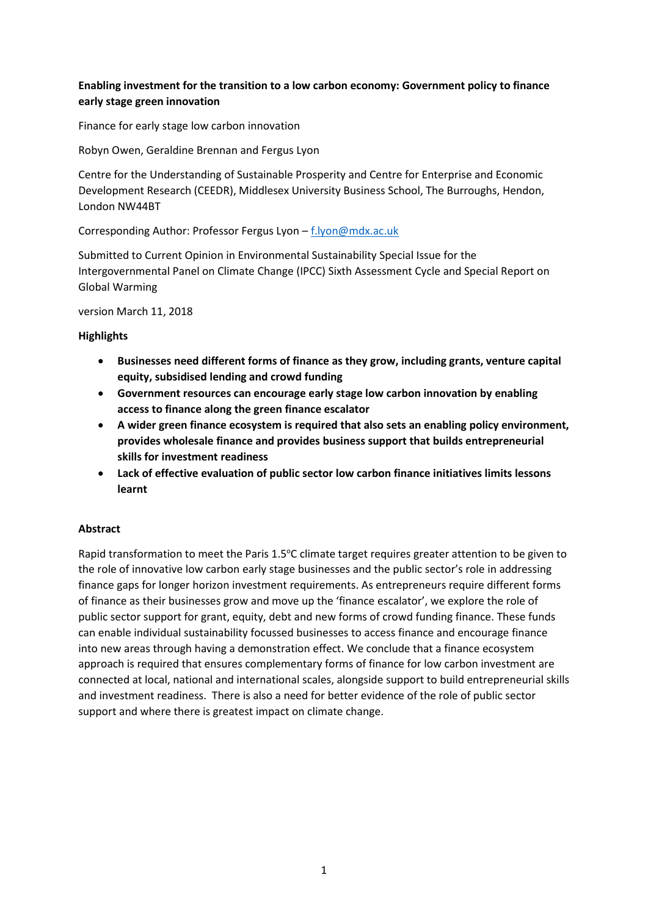**Enabling investment for the transition to a low carbon economy: Government policy to finance early stage green innovation**

Finance for early stage low carbon innovation

Robyn Owen, Geraldine Brennan and Fergus Lyon

Centre for the Understanding of Sustainable Prosperity and Centre for Enterprise and Economic Development Research (CEEDR), Middlesex University Business School, The Burroughs, Hendon, London NW44BT

Corresponding Author: Professor Fergus Lyon – f.lyon@mdx.ac.uk

Submitted to Current Opinion in Environmental Sustainability Special Issue for the Intergovernmental Panel on Climate Change (IPCC) Sixth Assessment Cycle and Special Report on Global Warming

version March 11, 2018

**Highlights**

- **Businesses need different forms of finance as they grow, including grants, venture capital equity, subsidised lending and crowd funding**
- **Government resources can encourage early stage low carbon innovation by enabling access to finance along the green finance escalator**
- **A wider green finance ecosystem is required that also sets an enabling policy environment, provides wholesale finance and provides business support that builds entrepreneurial skills for investment readiness**
- **Lack of effective evaluation of public sector low carbon finance initiatives limits lessons learnt**

**Abstract**

Rapid transformation to meet the Paris 1.5°C climate target requires greater attention to be given to the role of innovative low carbon early stage businesses and the public sector's role in addressing finance gaps for longer horizon investment requirements. As entrepreneurs require different forms of finance as their businesses grow and move up the 'finance escalator', we explore the role of public sector support for grant, equity, debt and new forms of crowd funding finance. These funds can enable individual sustainability focussed businesses to access finance and encourage finance into new areas through having a demonstration effect. We conclude that a finance ecosystem approach is required that ensures complementary forms of finance for low carbon investment are connected at local, national and international scales, alongside support to build entrepreneurial skills and investment readiness. There is also a need for better evidence of the role of public sector support and where there is greatest impact on climate change.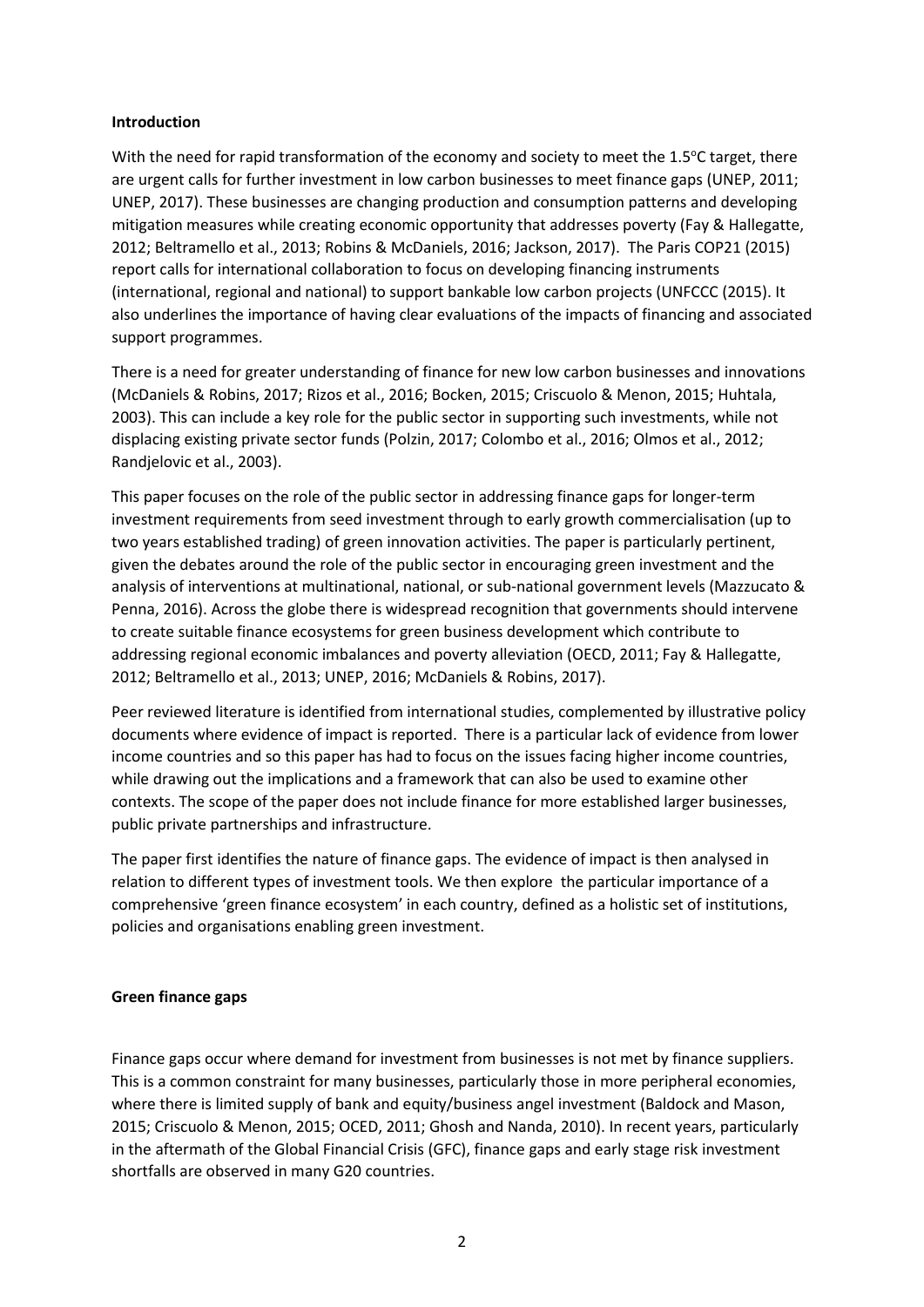## Introduction

With the need for rapid transformation of the economy and society to meet the 1.5$^{o}$C target, there are urgent calls for further investment in low carbon businesses to meet finance gaps (UNEP, 2011; UNEP, 2017). These businesses are changing production and consumption patterns and developing mitigation measures while creating economic opportunity that addresses poverty (Fay & Hallegatte, 2012; Beltramello et al., 2013; Robins & McDaniels, 2016; Jackson, 2017). The Paris COP21 (2015) report calls for international collaboration to focus on developing financing instruments (international, regional and national) to support bankable low carbon projects (UNFCCC (2015). It also underlines the importance of having clear evaluations of the impacts of financing and associated support programmes.

There is a need for greater understanding of finance for new low carbon businesses and innovations (McDaniels & Robins, 2017; Rizos et al., 2016; Bocken, 2015; Criscuolo & Menon, 2015; Huhtala, 2003). This can include a key role for the public sector in supporting such investments, while not displacing existing private sector funds (Polzin, 2017; Colombo et al., 2016; Olmos et al., 2012; Randjelovic et al., 2003).

This paper focuses on the role of the public sector in addressing finance gaps for longer-term investment requirements from seed investment through to early growth commercialisation (up to two years established trading) of green innovation activities. The paper is particularly pertinent, given the debates around the role of the public sector in encouraging green investment and the analysis of interventions at multinational, national, or sub-national government levels (Mazzucato & Penna, 2016). Across the globe there is widespread recognition that governments should intervene to create suitable finance ecosystems for green business development which contribute to addressing regional economic imbalances and poverty alleviation (OECD, 2011; Fay & Hallegatte, 2012; Beltramello et al., 2013; UNEP, 2016; McDaniels & Robins, 2017).

Peer reviewed literature is identified from international studies, complemented by illustrative policy documents where evidence of impact is reported. There is a particular lack of evidence from lower income countries and so this paper has had to focus on the issues facing higher income countries, while drawing out the implications and a framework that can also be used to examine other contexts. The scope of the paper does not include finance for more established larger businesses, public private partnerships and infrastructure.

The paper first identifies the nature of finance gaps. The evidence of impact is then analysed in relation to different types of investment tools. We then explore the particular importance of a comprehensive 'green finance ecosystem' in each country, defined as a holistic set of institutions, policies and organisations enabling green investment.

## Green finance gaps

Finance gaps occur where demand for investment from businesses is not met by finance suppliers. This is a common constraint for many businesses, particularly those in more peripheral economies, where there is limited supply of bank and equity/business angel investment (Baldock and Mason, 2015; Criscuolo & Menon, 2015; OCED, 2011; Ghosh and Nanda, 2010). In recent years, particularly in the aftermath of the Global Financial Crisis (GFC), finance gaps and early stage risk investment shortfalls are observed in many G20 countries.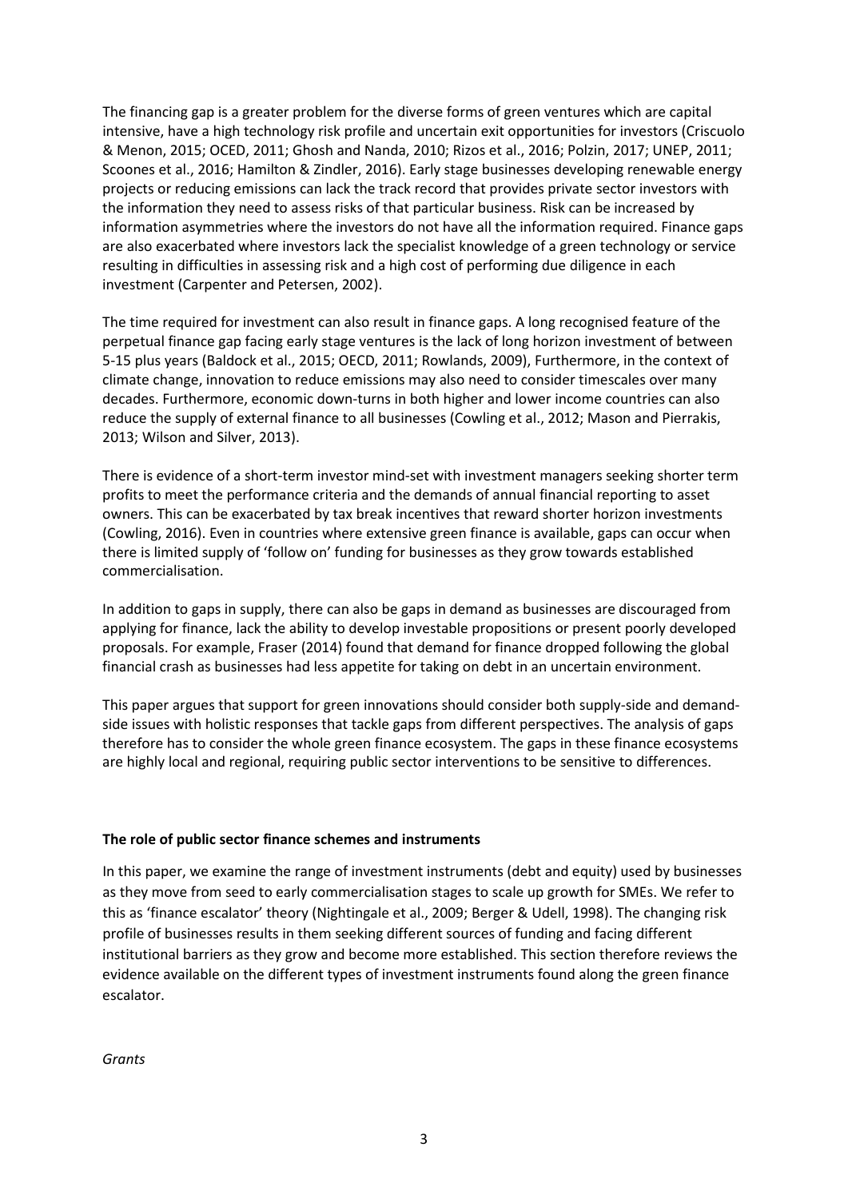The financing gap is a greater problem for the diverse forms of green ventures which are capital intensive, have a high technology risk profile and uncertain exit opportunities for investors (Criscuolo & Menon, 2015; OCED, 2011; Ghosh and Nanda, 2010; Rizos et al., 2016; Polzin, 2017; UNEP, 2011; Scoones et al., 2016; Hamilton & Zindler, 2016). Early stage businesses developing renewable energy projects or reducing emissions can lack the track record that provides private sector investors with the information they need to assess risks of that particular business. Risk can be increased by information asymmetries where the investors do not have all the information required. Finance gaps are also exacerbated where investors lack the specialist knowledge of a green technology or service resulting in difficulties in assessing risk and a high cost of performing due diligence in each investment (Carpenter and Petersen, 2002).

The time required for investment can also result in finance gaps. A long recognised feature of the perpetual finance gap facing early stage ventures is the lack of long horizon investment of between 5-15 plus years (Baldock et al., 2015; OECD, 2011; Rowlands, 2009), Furthermore, in the context of climate change, innovation to reduce emissions may also need to consider timescales over many decades. Furthermore, economic down-turns in both higher and lower income countries can also reduce the supply of external finance to all businesses (Cowling et al., 2012; Mason and Pierrakis, 2013; Wilson and Silver, 2013).

There is evidence of a short-term investor mind-set with investment managers seeking shorter term profits to meet the performance criteria and the demands of annual financial reporting to asset owners. This can be exacerbated by tax break incentives that reward shorter horizon investments (Cowling, 2016). Even in countries where extensive green finance is available, gaps can occur when there is limited supply of 'follow on' funding for businesses as they grow towards established commercialisation.

In addition to gaps in supply, there can also be gaps in demand as businesses are discouraged from applying for finance, lack the ability to develop investable propositions or present poorly developed proposals. For example, Fraser (2014) found that demand for finance dropped following the global financial crash as businesses had less appetite for taking on debt in an uncertain environment.

This paper argues that support for green innovations should consider both supply-side and demand-side issues with holistic responses that tackle gaps from different perspectives. The analysis of gaps therefore has to consider the whole green finance ecosystem. The gaps in these finance ecosystems are highly local and regional, requiring public sector interventions to be sensitive to differences.

**The role of public sector finance schemes and instruments**

In this paper, we examine the range of investment instruments (debt and equity) used by businesses as they move from seed to early commercialisation stages to scale up growth for SMEs. We refer to this as 'finance escalator' theory (Nightingale et al., 2009; Berger & Udell, 1998). The changing risk profile of businesses results in them seeking different sources of funding and facing different institutional barriers as they grow and become more established. This section therefore reviews the evidence available on the different types of investment instruments found along the green finance escalator.

*Grants*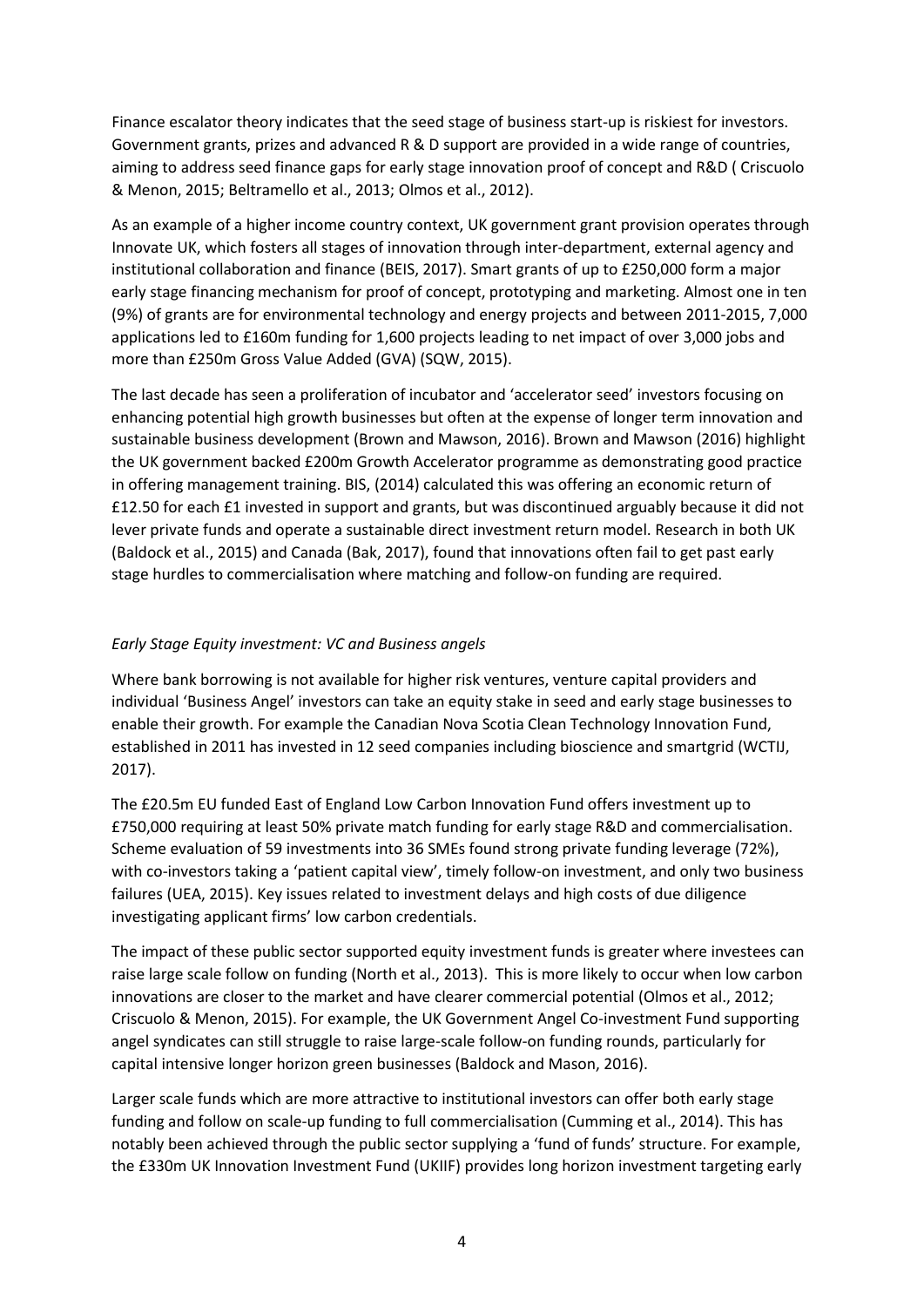Finance escalator theory indicates that the seed stage of business start-up is riskiest for investors. Government grants, prizes and advanced R & D support are provided in a wide range of countries, aiming to address seed finance gaps for early stage innovation proof of concept and R&D ( Criscuolo & Menon, 2015; Beltramello et al., 2013; Olmos et al., 2012).

As an example of a higher income country context, UK government grant provision operates through Innovate UK, which fosters all stages of innovation through inter-department, external agency and institutional collaboration and finance (BEIS, 2017). Smart grants of up to £250,000 form a major early stage financing mechanism for proof of concept, prototyping and marketing. Almost one in ten (9%) of grants are for environmental technology and energy projects and between 2011-2015, 7,000 applications led to £160m funding for 1,600 projects leading to net impact of over 3,000 jobs and more than £250m Gross Value Added (GVA) (SQW, 2015).

The last decade has seen a proliferation of incubator and 'accelerator seed' investors focusing on enhancing potential high growth businesses but often at the expense of longer term innovation and sustainable business development (Brown and Mawson, 2016). Brown and Mawson (2016) highlight the UK government backed £200m Growth Accelerator programme as demonstrating good practice in offering management training. BIS, (2014) calculated this was offering an economic return of £12.50 for each £1 invested in support and grants, but was discontinued arguably because it did not lever private funds and operate a sustainable direct investment return model. Research in both UK (Baldock et al., 2015) and Canada (Bak, 2017), found that innovations often fail to get past early stage hurdles to commercialisation where matching and follow-on funding are required.

### *Early Stage Equity investment: VC and Business angels*

Where bank borrowing is not available for higher risk ventures, venture capital providers and individual 'Business Angel' investors can take an equity stake in seed and early stage businesses to enable their growth. For example the Canadian Nova Scotia Clean Technology Innovation Fund, established in 2011 has invested in 12 seed companies including bioscience and smartgrid (WCTIJ, 2017).

The £20.5m EU funded East of England Low Carbon Innovation Fund offers investment up to £750,000 requiring at least 50% private match funding for early stage R&D and commercialisation. Scheme evaluation of 59 investments into 36 SMEs found strong private funding leverage (72%), with co-investors taking a 'patient capital view', timely follow-on investment, and only two business failures (UEA, 2015). Key issues related to investment delays and high costs of due diligence investigating applicant firms' low carbon credentials.

The impact of these public sector supported equity investment funds is greater where investees can raise large scale follow on funding (North et al., 2013). This is more likely to occur when low carbon innovations are closer to the market and have clearer commercial potential (Olmos et al., 2012; Criscuolo & Menon, 2015). For example, the UK Government Angel Co-investment Fund supporting angel syndicates can still struggle to raise large-scale follow-on funding rounds, particularly for capital intensive longer horizon green businesses (Baldock and Mason, 2016).

Larger scale funds which are more attractive to institutional investors can offer both early stage funding and follow on scale-up funding to full commercialisation (Cumming et al., 2014). This has notably been achieved through the public sector supplying a 'fund of funds' structure. For example, the £330m UK Innovation Investment Fund (UKIIF) provides long horizon investment targeting early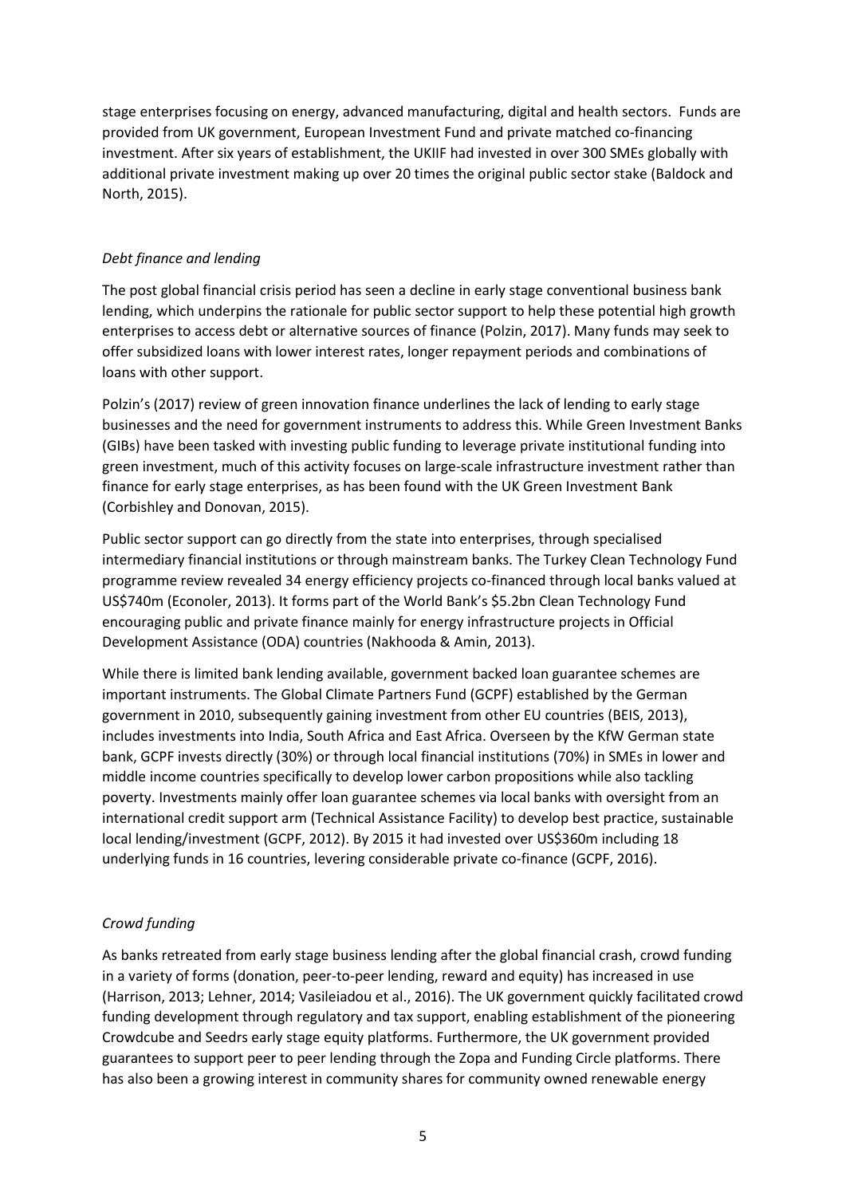stage enterprises focusing on energy, advanced manufacturing, digital and health sectors. Funds are provided from UK government, European Investment Fund and private matched co-financing investment. After six years of establishment, the UKIIF had invested in over 300 SMEs globally with additional private investment making up over 20 times the original public sector stake (Baldock and North, 2015).

*Debt finance and lending*

The post global financial crisis period has seen a decline in early stage conventional business bank lending, which underpins the rationale for public sector support to help these potential high growth enterprises to access debt or alternative sources of finance (Polzin, 2017). Many funds may seek to offer subsidized loans with lower interest rates, longer repayment periods and combinations of loans with other support.

Polzin's (2017) review of green innovation finance underlines the lack of lending to early stage businesses and the need for government instruments to address this. While Green Investment Banks (GIBs) have been tasked with investing public funding to leverage private institutional funding into green investment, much of this activity focuses on large-scale infrastructure investment rather than finance for early stage enterprises, as has been found with the UK Green Investment Bank (Corbishley and Donovan, 2015).

Public sector support can go directly from the state into enterprises, through specialised intermediary financial institutions or through mainstream banks. The Turkey Clean Technology Fund programme review revealed 34 energy efficiency projects co-financed through local banks valued at US$740m (Econoler, 2013). It forms part of the World Bank's $5.2bn Clean Technology Fund encouraging public and private finance mainly for energy infrastructure projects in Official Development Assistance (ODA) countries (Nakhooda & Amin, 2013).

While there is limited bank lending available, government backed loan guarantee schemes are important instruments. The Global Climate Partners Fund (GCPF) established by the German government in 2010, subsequently gaining investment from other EU countries (BEIS, 2013), includes investments into India, South Africa and East Africa. Overseen by the KfW German state bank, GCPF invests directly (30%) or through local financial institutions (70%) in SMEs in lower and middle income countries specifically to develop lower carbon propositions while also tackling poverty. Investments mainly offer loan guarantee schemes via local banks with oversight from an international credit support arm (Technical Assistance Facility) to develop best practice, sustainable local lending/investment (GCPF, 2012). By 2015 it had invested over US$360m including 18 underlying funds in 16 countries, levering considerable private co-finance (GCPF, 2016).

*Crowd funding*

As banks retreated from early stage business lending after the global financial crash, crowd funding in a variety of forms (donation, peer-to-peer lending, reward and equity) has increased in use (Harrison, 2013; Lehner, 2014; Vasileiadou et al., 2016). The UK government quickly facilitated crowd funding development through regulatory and tax support, enabling establishment of the pioneering Crowdcube and Seedrs early stage equity platforms. Furthermore, the UK government provided guarantees to support peer to peer lending through the Zopa and Funding Circle platforms. There has also been a growing interest in community shares for community owned renewable energy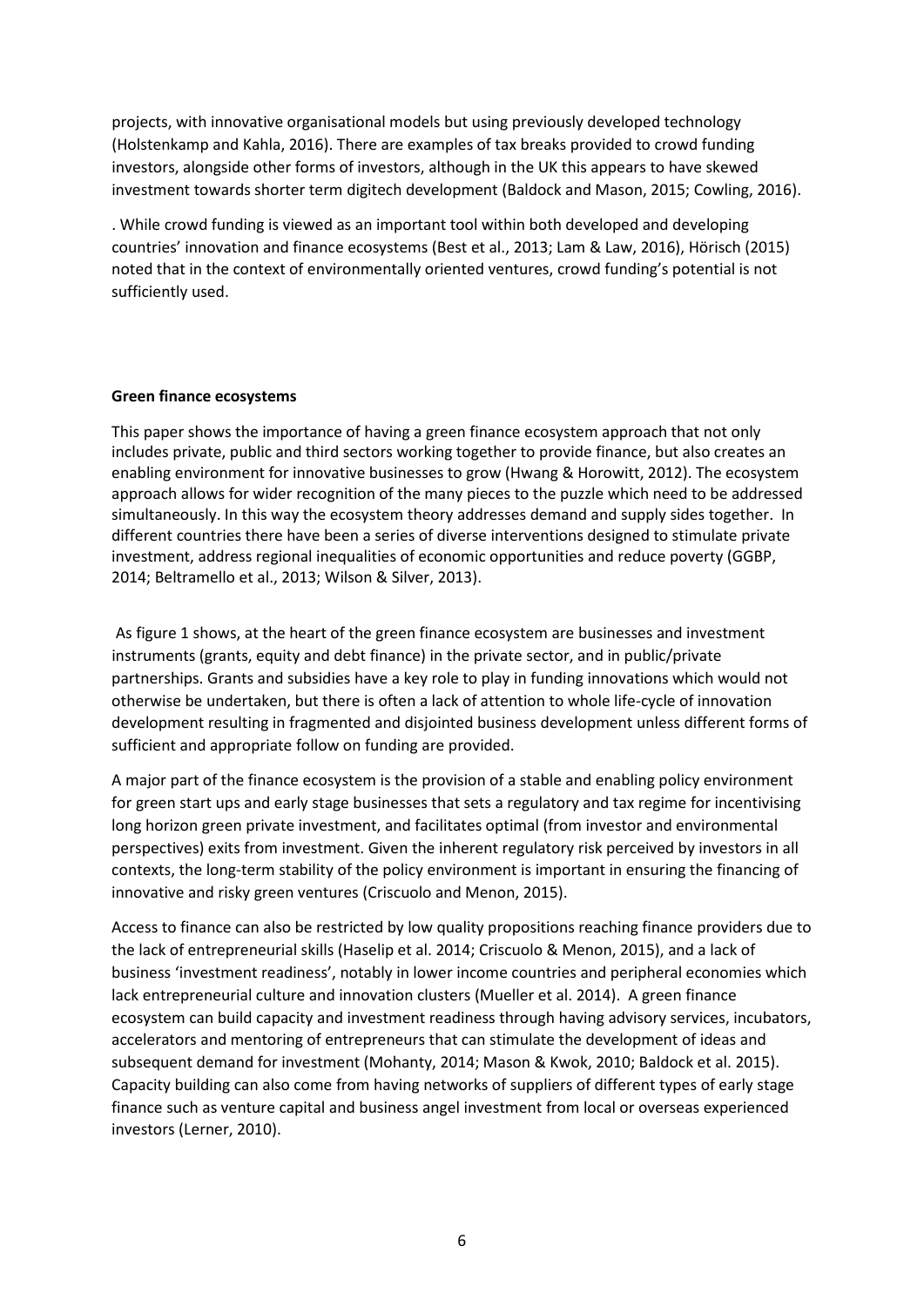projects, with innovative organisational models but using previously developed technology (Holstenkamp and Kahla, 2016). There are examples of tax breaks provided to crowd funding investors, alongside other forms of investors, although in the UK this appears to have skewed investment towards shorter term digitech development (Baldock and Mason, 2015; Cowling, 2016).

. While crowd funding is viewed as an important tool within both developed and developing countries' innovation and finance ecosystems (Best et al., 2013; Lam & Law, 2016), Hörisch (2015) noted that in the context of environmentally oriented ventures, crowd funding's potential is not sufficiently used.

**Green finance ecosystems**

This paper shows the importance of having a green finance ecosystem approach that not only includes private, public and third sectors working together to provide finance, but also creates an enabling environment for innovative businesses to grow (Hwang & Horowitt, 2012). The ecosystem approach allows for wider recognition of the many pieces to the puzzle which need to be addressed simultaneously. In this way the ecosystem theory addresses demand and supply sides together. In different countries there have been a series of diverse interventions designed to stimulate private investment, address regional inequalities of economic opportunities and reduce poverty (GGBP, 2014; Beltramello et al., 2013; Wilson & Silver, 2013).

As figure 1 shows, at the heart of the green finance ecosystem are businesses and investment instruments (grants, equity and debt finance) in the private sector, and in public/private partnerships. Grants and subsidies have a key role to play in funding innovations which would not otherwise be undertaken, but there is often a lack of attention to whole life-cycle of innovation development resulting in fragmented and disjointed business development unless different forms of sufficient and appropriate follow on funding are provided.

A major part of the finance ecosystem is the provision of a stable and enabling policy environment for green start ups and early stage businesses that sets a regulatory and tax regime for incentivising long horizon green private investment, and facilitates optimal (from investor and environmental perspectives) exits from investment. Given the inherent regulatory risk perceived by investors in all contexts, the long-term stability of the policy environment is important in ensuring the financing of innovative and risky green ventures (Criscuolo and Menon, 2015).

Access to finance can also be restricted by low quality propositions reaching finance providers due to the lack of entrepreneurial skills (Haselip et al. 2014; Criscuolo & Menon, 2015), and a lack of business 'investment readiness', notably in lower income countries and peripheral economies which lack entrepreneurial culture and innovation clusters (Mueller et al. 2014). A green finance ecosystem can build capacity and investment readiness through having advisory services, incubators, accelerators and mentoring of entrepreneurs that can stimulate the development of ideas and subsequent demand for investment (Mohanty, 2014; Mason & Kwok, 2010; Baldock et al. 2015). Capacity building can also come from having networks of suppliers of different types of early stage finance such as venture capital and business angel investment from local or overseas experienced investors (Lerner, 2010).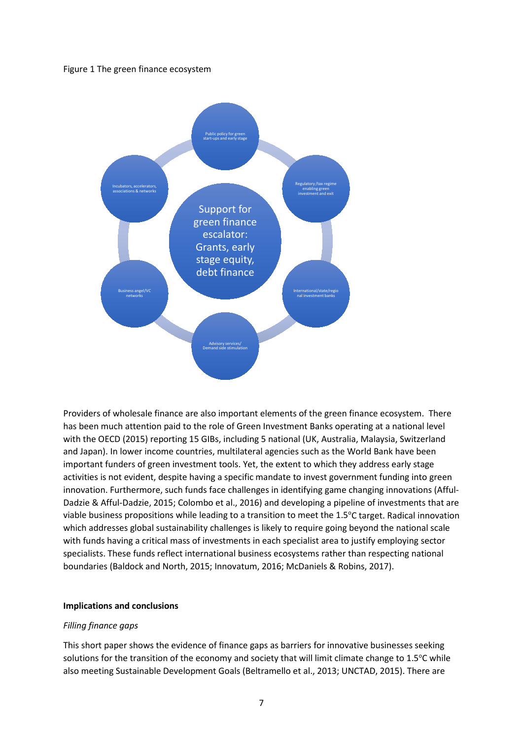Figure 1 The green finance ecosystem

Support for green finance escalator: Grants, early stage equity, debt finance

Public policy for green start-ups and early stage

Regulatory /tax regime enabling green investment and exit

International/state/regional investment banks

Advisory services/ Demand side stimulation

Business angel/VC networks

Incubators, accelerators, associations & networks

Providers of wholesale finance are also important elements of the green finance ecosystem. There has been much attention paid to the role of Green Investment Banks operating at a national level with the OECD (2015) reporting 15 GIBs, including 5 national (UK, Australia, Malaysia, Switzerland and Japan). In lower income countries, multilateral agencies such as the World Bank have been important funders of green investment tools. Yet, the extent to which they address early stage activities is not evident, despite having a specific mandate to invest government funding into green innovation. Furthermore, such funds face challenges in identifying game changing innovations (Afful-Dadzie & Afful-Dadzie, 2015; Colombo et al., 2016) and developing a pipeline of investments that are viable business propositions while leading to a transition to meet the 1.5°C target. Radical innovation which addresses global sustainability challenges is likely to require going beyond the national scale with funds having a critical mass of investments in each specialist area to justify employing sector specialists. These funds reflect international business ecosystems rather than respecting national boundaries (Baldock and North, 2015; Innovatum, 2016; McDaniels & Robins, 2017).

**Implications and conclusions**

*Filling finance gaps*

This short paper shows the evidence of finance gaps as barriers for innovative businesses seeking solutions for the transition of the economy and society that will limit climate change to 1.5°C while also meeting Sustainable Development Goals (Beltramello et al., 2013; UNCTAD, 2015). There are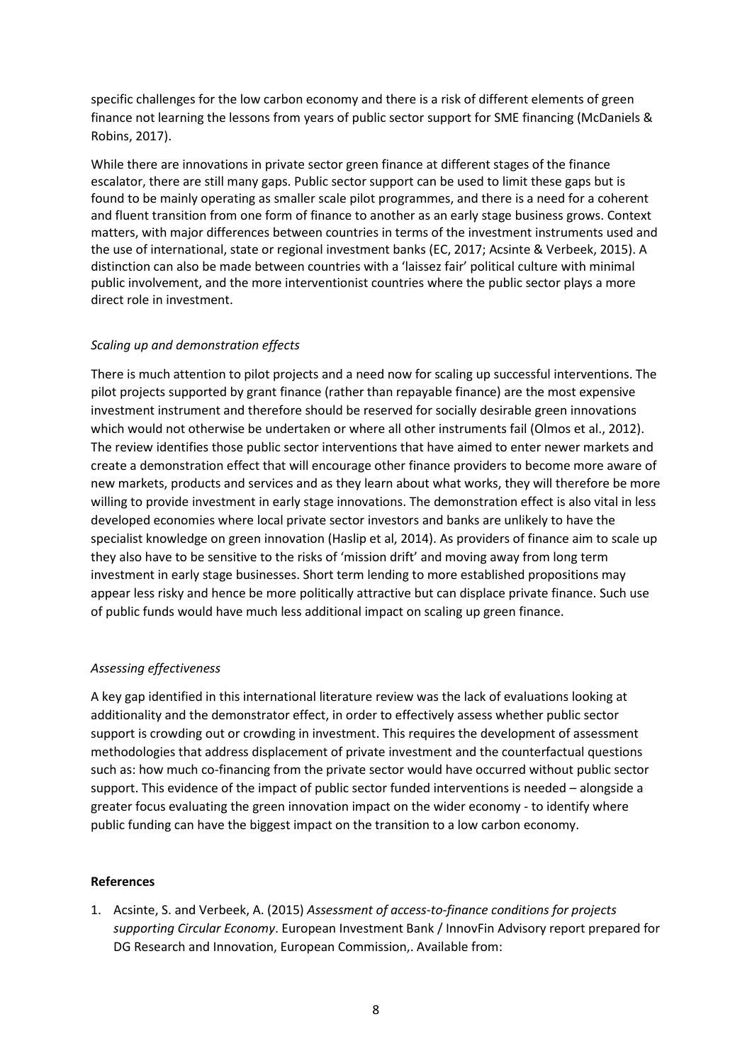specific challenges for the low carbon economy and there is a risk of different elements of green finance not learning the lessons from years of public sector support for SME financing (McDaniels & Robins, 2017).

While there are innovations in private sector green finance at different stages of the finance escalator, there are still many gaps. Public sector support can be used to limit these gaps but is found to be mainly operating as smaller scale pilot programmes, and there is a need for a coherent and fluent transition from one form of finance to another as an early stage business grows. Context matters, with major differences between countries in terms of the investment instruments used and the use of international, state or regional investment banks (EC, 2017; Acsinte & Verbeek, 2015). A distinction can also be made between countries with a 'laissez fair' political culture with minimal public involvement, and the more interventionist countries where the public sector plays a more direct role in investment.

*Scaling up and demonstration effects*

There is much attention to pilot projects and a need now for scaling up successful interventions. The pilot projects supported by grant finance (rather than repayable finance) are the most expensive investment instrument and therefore should be reserved for socially desirable green innovations which would not otherwise be undertaken or where all other instruments fail (Olmos et al., 2012). The review identifies those public sector interventions that have aimed to enter newer markets and create a demonstration effect that will encourage other finance providers to become more aware of new markets, products and services and as they learn about what works, they will therefore be more willing to provide investment in early stage innovations. The demonstration effect is also vital in less developed economies where local private sector investors and banks are unlikely to have the specialist knowledge on green innovation (Haslip et al, 2014). As providers of finance aim to scale up they also have to be sensitive to the risks of 'mission drift' and moving away from long term investment in early stage businesses. Short term lending to more established propositions may appear less risky and hence be more politically attractive but can displace private finance. Such use of public funds would have much less additional impact on scaling up green finance.

*Assessing effectiveness*

A key gap identified in this international literature review was the lack of evaluations looking at additionality and the demonstrator effect, in order to effectively assess whether public sector support is crowding out or crowding in investment. This requires the development of assessment methodologies that address displacement of private investment and the counterfactual questions such as: how much co-financing from the private sector would have occurred without public sector support. This evidence of the impact of public sector funded interventions is needed – alongside a greater focus evaluating the green innovation impact on the wider economy - to identify where public funding can have the biggest impact on the transition to a low carbon economy.

**References**

1. Acsinte, S. and Verbeek, A. (2015) *Assessment of access-to-finance conditions for projects supporting Circular Economy*. European Investment Bank / InnovFin Advisory report prepared for DG Research and Innovation, European Commission,. Available from: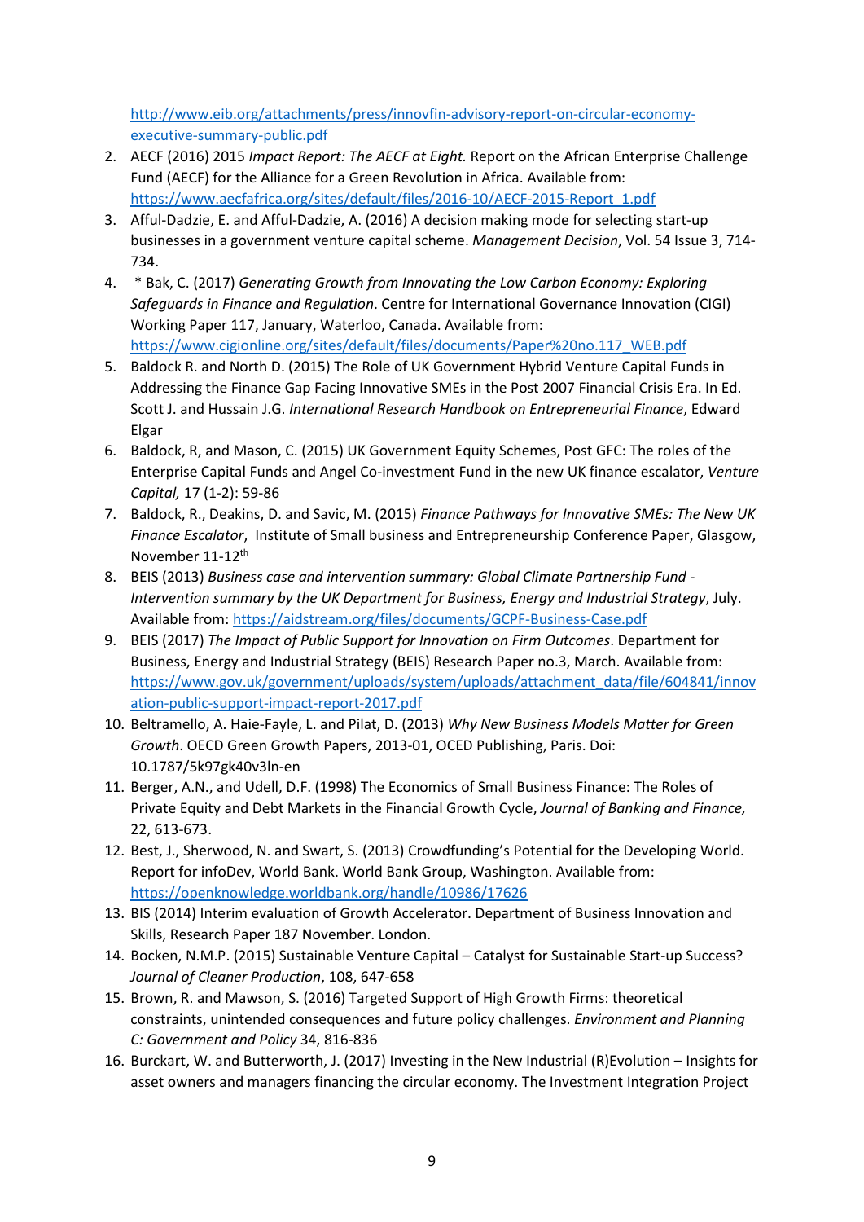http://www.eib.org/attachments/press/innovfin-advisory-report-on-circular-economy-executive-summary-public.pdf

2. AECF (2016) 2015 *Impact Report: The AECF at Eight.* Report on the African Enterprise Challenge Fund (AECF) for the Alliance for a Green Revolution in Africa. Available from: https://www.aecfafrica.org/sites/default/files/2016-10/AECF-2015-Report_1.pdf
3. Afful-Dadzie, E. and Afful-Dadzie, A. (2016) A decision making mode for selecting start-up businesses in a government venture capital scheme. *Management Decision*, Vol. 54 Issue 3, 714-734.
4. * Bak, C. (2017) *Generating Growth from Innovating the Low Carbon Economy: Exploring Safeguards in Finance and Regulation*. Centre for International Governance Innovation (CIGI) Working Paper 117, January, Waterloo, Canada. Available from: https://www.cigionline.org/sites/default/files/documents/Paper%20no.117_WEB.pdf
5. Baldock R. and North D. (2015) The Role of UK Government Hybrid Venture Capital Funds in Addressing the Finance Gap Facing Innovative SMEs in the Post 2007 Financial Crisis Era. In Ed. Scott J. and Hussain J.G. *International Research Handbook on Entrepreneurial Finance*, Edward Elgar
6. Baldock, R, and Mason, C. (2015) UK Government Equity Schemes, Post GFC: The roles of the Enterprise Capital Funds and Angel Co-investment Fund in the new UK finance escalator, *Venture Capital,* 17 (1-2): 59-86
7. Baldock, R., Deakins, D. and Savic, M. (2015) *Finance Pathways for Innovative SMEs: The New UK Finance Escalator*, Institute of Small business and Entrepreneurship Conference Paper, Glasgow, November 11-12th
8. BEIS (2013) *Business case and intervention summary: Global Climate Partnership Fund - Intervention summary by the UK Department for Business, Energy and Industrial Strategy*, July. Available from: https://aidstream.org/files/documents/GCPF-Business-Case.pdf
9. BEIS (2017) *The Impact of Public Support for Innovation on Firm Outcomes*. Department for Business, Energy and Industrial Strategy (BEIS) Research Paper no.3, March. Available from: https://www.gov.uk/government/uploads/system/uploads/attachment_data/file/604841/innovation-public-support-impact-report-2017.pdf
10. Beltramello, A. Haie-Fayle, L. and Pilat, D. (2013) *Why New Business Models Matter for Green Growth*. OECD Green Growth Papers, 2013-01, OCED Publishing, Paris. Doi: 10.1787/5k97gk40v3ln-en
11. Berger, A.N., and Udell, D.F. (1998) The Economics of Small Business Finance: The Roles of Private Equity and Debt Markets in the Financial Growth Cycle, *Journal of Banking and Finance,* 22, 613-673.
12. Best, J., Sherwood, N. and Swart, S. (2013) Crowdfunding's Potential for the Developing World. Report for infoDev, World Bank. World Bank Group, Washington. Available from: https://openknowledge.worldbank.org/handle/10986/17626
13. BIS (2014) Interim evaluation of Growth Accelerator. Department of Business Innovation and Skills, Research Paper 187 November. London.
14. Bocken, N.M.P. (2015) Sustainable Venture Capital – Catalyst for Sustainable Start-up Success? *Journal of Cleaner Production*, 108, 647-658
15. Brown, R. and Mawson, S. (2016) Targeted Support of High Growth Firms: theoretical constraints, unintended consequences and future policy challenges. *Environment and Planning C: Government and Policy* 34, 816-836
16. Burckart, W. and Butterworth, J. (2017) Investing in the New Industrial (R)Evolution – Insights for asset owners and managers financing the circular economy. The Investment Integration Project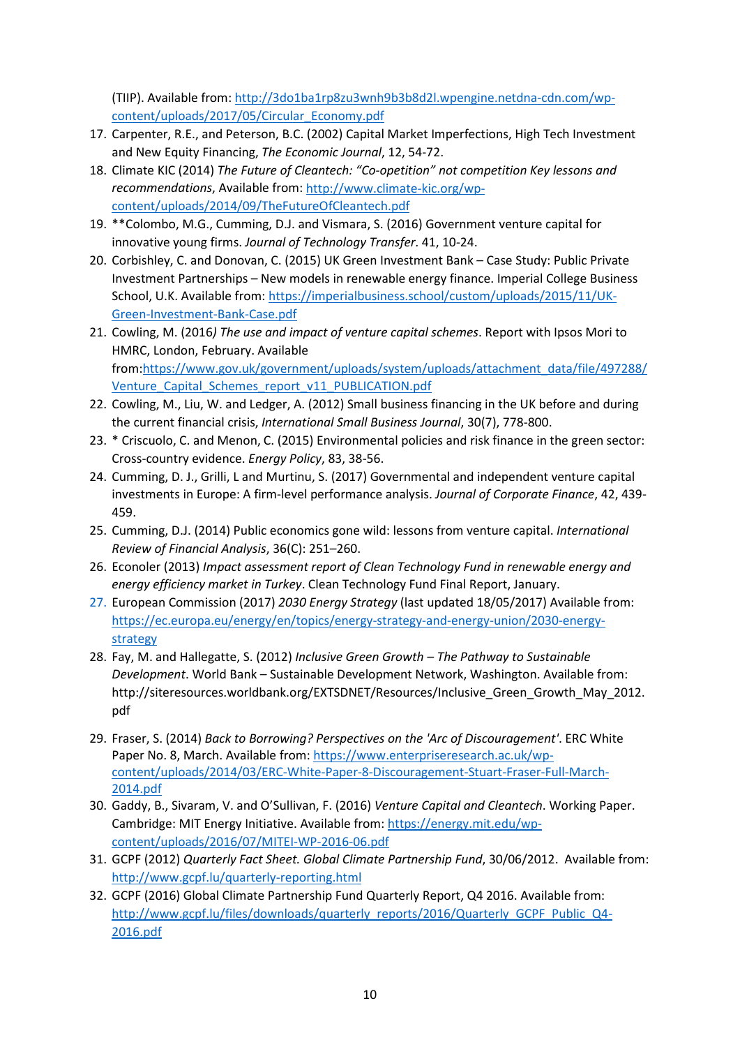(TIIP). Available from: http://3do1ba1rp8zu3wnh9b3b8d2l.wpengine.netdna-cdn.com/wp-content/uploads/2017/05/Circular_Economy.pdf

17. Carpenter, R.E., and Peterson, B.C. (2002) Capital Market Imperfections, High Tech Investment and New Equity Financing, *The Economic Journal*, 12, 54-72.
18. Climate KIC (2014) *The Future of Cleantech: "Co-opetition" not competition Key lessons and recommendations*, Available from: http://www.climate-kic.org/wp-content/uploads/2014/09/TheFutureOfCleantech.pdf
19. **Colombo, M.G., Cumming, D.J. and Vismara, S. (2016) Government venture capital for innovative young firms. *Journal of Technology Transfer*. 41, 10-24.
20. Corbishley, C. and Donovan, C. (2015) UK Green Investment Bank – Case Study: Public Private Investment Partnerships – New models in renewable energy finance. Imperial College Business School, U.K. Available from: https://imperialbusiness.school/custom/uploads/2015/11/UK-Green-Investment-Bank-Case.pdf
21. Cowling, M. (2016*) The use and impact of venture capital schemes*. Report with Ipsos Mori to HMRC, London, February. Available from:https://www.gov.uk/government/uploads/system/uploads/attachment_data/file/497288/Venture_Capital_Schemes_report_v11_PUBLICATION.pdf
22. Cowling, M., Liu, W. and Ledger, A. (2012) Small business financing in the UK before and during the current financial crisis, *International Small Business Journal*, 30(7), 778-800.
23. * Criscuolo, C. and Menon, C. (2015) Environmental policies and risk finance in the green sector: Cross-country evidence. *Energy Policy*, 83, 38-56.
24. Cumming, D. J., Grilli, L and Murtinu, S. (2017) Governmental and independent venture capital investments in Europe: A firm-level performance analysis. *Journal of Corporate Finance*, 42, 439-459.
25. Cumming, D.J. (2014) Public economics gone wild: lessons from venture capital. *International Review of Financial Analysis*, 36(C): 251–260.
26. Econoler (2013) *Impact assessment report of Clean Technology Fund in renewable energy and energy efficiency market in Turkey*. Clean Technology Fund Final Report, January.
27. European Commission (2017) *2030 Energy Strategy* (last updated 18/05/2017) Available from: https://ec.europa.eu/energy/en/topics/energy-strategy-and-energy-union/2030-energy-strategy
28. Fay, M. and Hallegatte, S. (2012) *Inclusive Green Growth – The Pathway to Sustainable Development*. World Bank – Sustainable Development Network, Washington. Available from: http://siteresources.worldbank.org/EXTSDNET/Resources/Inclusive_Green_Growth_May_2012.pdf
29. Fraser, S. (2014) *Back to Borrowing? Perspectives on the 'Arc of Discouragement'*. ERC White Paper No. 8, March. Available from: https://www.enterpriseresearch.ac.uk/wp-content/uploads/2014/03/ERC-White-Paper-8-Discouragement-Stuart-Fraser-Full-March-2014.pdf
30. Gaddy, B., Sivaram, V. and O'Sullivan, F. (2016) *Venture Capital and Cleantech*. Working Paper. Cambridge: MIT Energy Initiative. Available from: https://energy.mit.edu/wp-content/uploads/2016/07/MITEI-WP-2016-06.pdf
31. GCPF (2012) *Quarterly Fact Sheet. Global Climate Partnership Fund*, 30/06/2012. Available from: http://www.gcpf.lu/quarterly-reporting.html
32. GCPF (2016) Global Climate Partnership Fund Quarterly Report, Q4 2016. Available from: http://www.gcpf.lu/files/downloads/quarterly_reports/2016/Quarterly_GCPF_Public_Q4-2016.pdf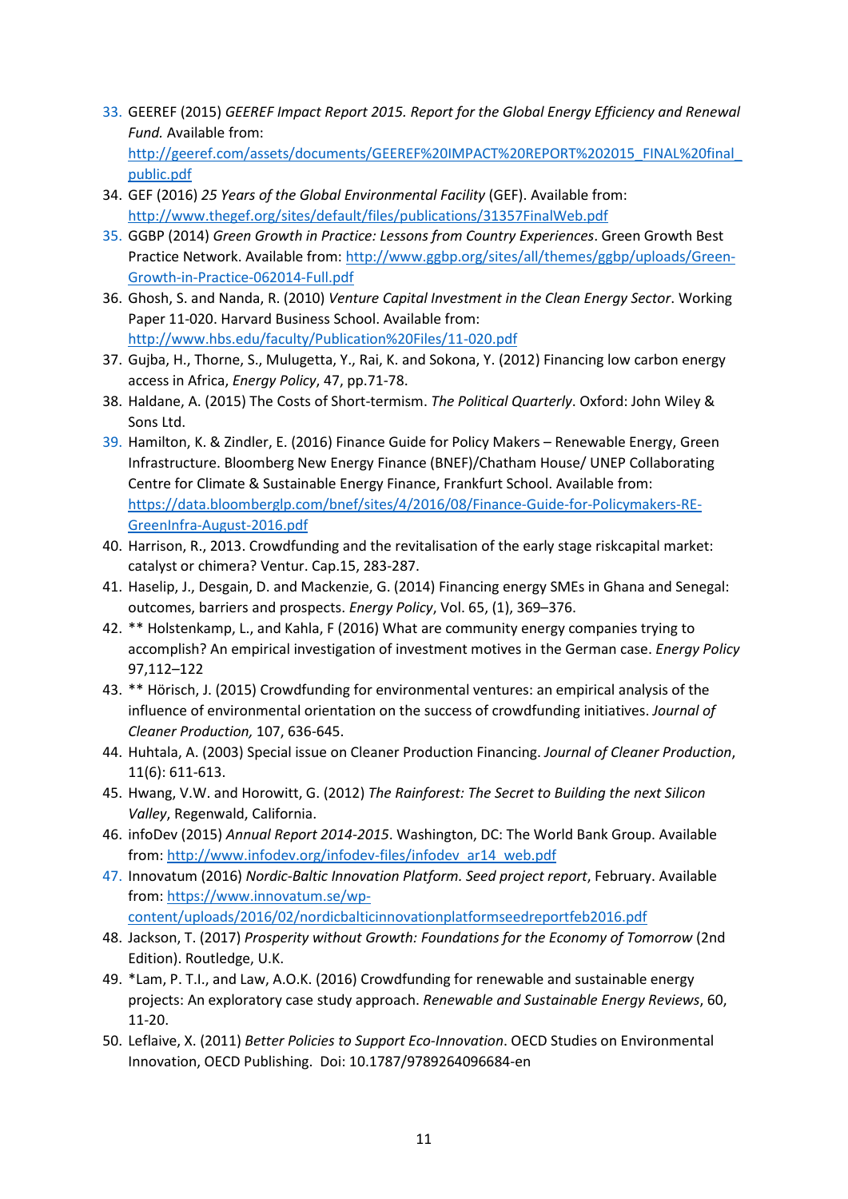33. GEEREF (2015) *GEEREF Impact Report 2015. Report for the Global Energy Efficiency and Renewal Fund.* Available from: http://geeref.com/assets/documents/GEEREF%20IMPACT%20REPORT%202015_FINAL%20final_public.pdf
34. GEF (2016) *25 Years of the Global Environmental Facility* (GEF). Available from: http://www.thegef.org/sites/default/files/publications/31357FinalWeb.pdf
35. GGBP (2014) *Green Growth in Practice: Lessons from Country Experiences*. Green Growth Best Practice Network. Available from: http://www.ggbp.org/sites/all/themes/ggbp/uploads/Green-Growth-in-Practice-062014-Full.pdf
36. Ghosh, S. and Nanda, R. (2010) *Venture Capital Investment in the Clean Energy Sector*. Working Paper 11-020. Harvard Business School. Available from: http://www.hbs.edu/faculty/Publication%20Files/11-020.pdf
37. Gujba, H., Thorne, S., Mulugetta, Y., Rai, K. and Sokona, Y. (2012) Financing low carbon energy access in Africa, *Energy Policy*, 47, pp.71-78.
38. Haldane, A. (2015) The Costs of Short-termism. *The Political Quarterly*. Oxford: John Wiley & Sons Ltd.
39. Hamilton, K. & Zindler, E. (2016) Finance Guide for Policy Makers – Renewable Energy, Green Infrastructure. Bloomberg New Energy Finance (BNEF)/Chatham House/ UNEP Collaborating Centre for Climate & Sustainable Energy Finance, Frankfurt School. Available from: https://data.bloomberglp.com/bnef/sites/4/2016/08/Finance-Guide-for-Policymakers-RE-GreenInfra-August-2016.pdf
40. Harrison, R., 2013. Crowdfunding and the revitalisation of the early stage riskcapital market: catalyst or chimera? Ventur. Cap.15, 283-287.
41. Haselip, J., Desgain, D. and Mackenzie, G. (2014) Financing energy SMEs in Ghana and Senegal: outcomes, barriers and prospects. *Energy Policy*, Vol. 65, (1), 369–376.
42. ** Holstenkamp, L., and Kahla, F (2016) What are community energy companies trying to accomplish? An empirical investigation of investment motives in the German case. *Energy Policy* 97,112–122
43. ** Hörisch, J. (2015) Crowdfunding for environmental ventures: an empirical analysis of the influence of environmental orientation on the success of crowdfunding initiatives. *Journal of Cleaner Production,* 107, 636-645.
44. Huhtala, A. (2003) Special issue on Cleaner Production Financing. *Journal of Cleaner Production*, 11(6): 611-613.
45. Hwang, V.W. and Horowitt, G. (2012) *The Rainforest: The Secret to Building the next Silicon Valley*, Regenwald, California.
46. infoDev (2015) *Annual Report 2014-2015*. Washington, DC: The World Bank Group. Available from: http://www.infodev.org/infodev-files/infodev_ar14_web.pdf
47. Innovatum (2016) *Nordic-Baltic Innovation Platform. Seed project report*, February. Available from: https://www.innovatum.se/wp-content/uploads/2016/02/nordicbalticinnovationplatformseedreportfeb2016.pdf
48. Jackson, T. (2017) *Prosperity without Growth: Foundations for the Economy of Tomorrow* (2nd Edition). Routledge, U.K.
49. *Lam, P. T.I., and Law, A.O.K. (2016) Crowdfunding for renewable and sustainable energy projects: An exploratory case study approach. *Renewable and Sustainable Energy Reviews*, 60, 11-20.
50. Leflaive, X. (2011) *Better Policies to Support Eco-Innovation*. OECD Studies on Environmental Innovation, OECD Publishing. Doi: 10.1787/9789264096684-en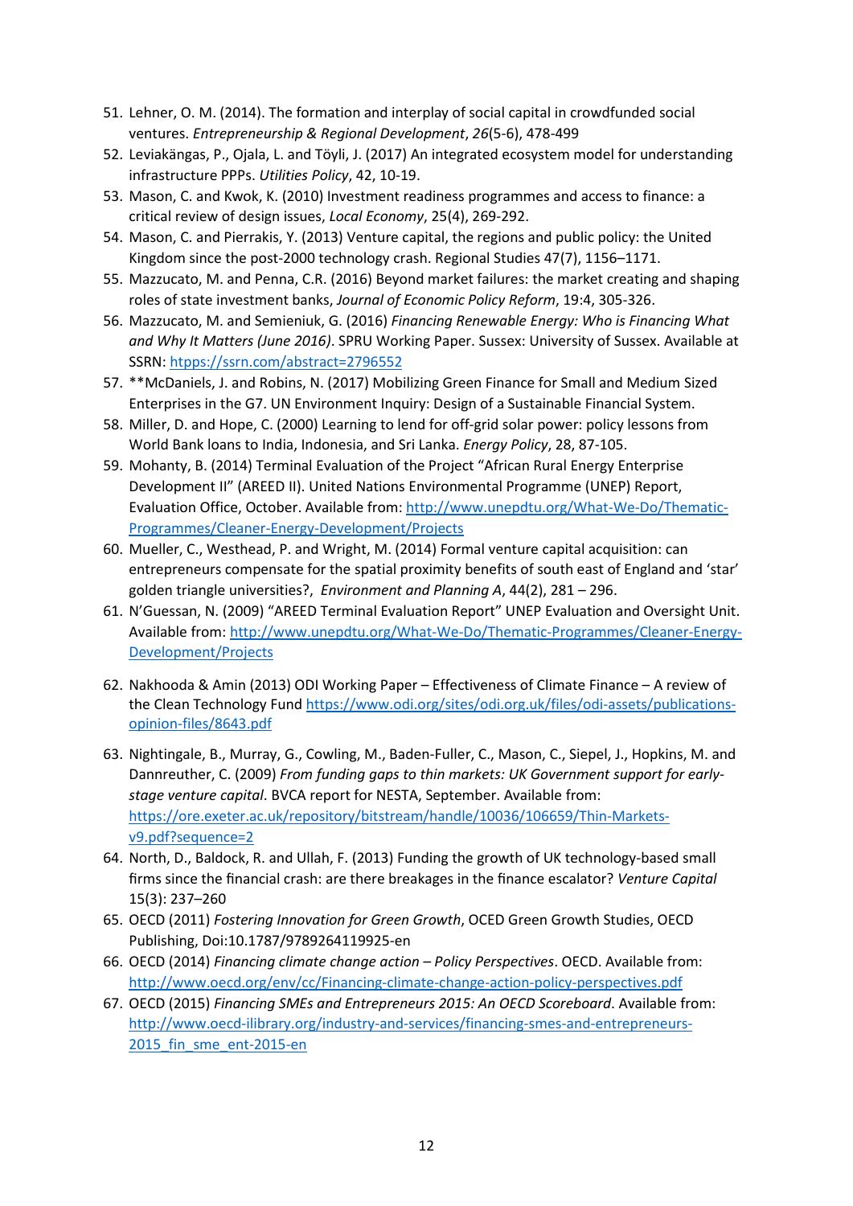51. Lehner, O. M. (2014). The formation and interplay of social capital in crowdfunded social ventures. *Entrepreneurship & Regional Development*, *26*(5-6), 478-499
52. Leviakängas, P., Ojala, L. and Töyli, J. (2017) An integrated ecosystem model for understanding infrastructure PPPs. *Utilities Policy*, 42, 10-19.
53. Mason, C. and Kwok, K. (2010) Investment readiness programmes and access to finance: a critical review of design issues, *Local Economy*, 25(4), 269-292.
54. Mason, C. and Pierrakis, Y. (2013) Venture capital, the regions and public policy: the United Kingdom since the post-2000 technology crash. Regional Studies 47(7), 1156–1171.
55. Mazzucato, M. and Penna, C.R. (2016) Beyond market failures: the market creating and shaping roles of state investment banks, *Journal of Economic Policy Reform*, 19:4, 305-326.
56. Mazzucato, M. and Semieniuk, G. (2016) *Financing Renewable Energy: Who is Financing What and Why It Matters (June 2016)*. SPRU Working Paper. Sussex: University of Sussex. Available at SSRN: [htpps://ssrn.com/abstract=2796552](htpps://ssrn.com/abstract=2796552)
57. **McDaniels, J. and Robins, N. (2017) Mobilizing Green Finance for Small and Medium Sized Enterprises in the G7. UN Environment Inquiry: Design of a Sustainable Financial System.
58. Miller, D. and Hope, C. (2000) Learning to lend for off-grid solar power: policy lessons from World Bank loans to India, Indonesia, and Sri Lanka. *Energy Policy*, 28, 87-105.
59. Mohanty, B. (2014) Terminal Evaluation of the Project "African Rural Energy Enterprise Development II" (AREED II). United Nations Environmental Programme (UNEP) Report, Evaluation Office, October. Available from: [http://www.unepdtu.org/What-We-Do/Thematic-Programmes/Cleaner-Energy-Development/Projects](http://www.unepdtu.org/What-We-Do/Thematic-Programmes/Cleaner-Energy-Development/Projects)
60. Mueller, C., Westhead, P. and Wright, M. (2014) Formal venture capital acquisition: can entrepreneurs compensate for the spatial proximity benefits of south east of England and 'star' golden triangle universities?, *Environment and Planning A*, 44(2), 281 – 296.
61. N'Guessan, N. (2009) "AREED Terminal Evaluation Report" UNEP Evaluation and Oversight Unit. Available from: [http://www.unepdtu.org/What-We-Do/Thematic-Programmes/Cleaner-Energy-Development/Projects](http://www.unepdtu.org/What-We-Do/Thematic-Programmes/Cleaner-Energy-Development/Projects)
62. Nakhooda & Amin (2013) ODI Working Paper – Effectiveness of Climate Finance – A review of the Clean Technology Fund [https://www.odi.org/sites/odi.org.uk/files/odi-assets/publications-opinion-files/8643.pdf](https://www.odi.org/sites/odi.org.uk/files/odi-assets/publications-opinion-files/8643.pdf)
63. Nightingale, B., Murray, G., Cowling, M., Baden-Fuller, C., Mason, C., Siepel, J., Hopkins, M. and Dannreuther, C. (2009) *From funding gaps to thin markets: UK Government support for early-stage venture capital*. BVCA report for NESTA, September. Available from: [https://ore.exeter.ac.uk/repository/bitstream/handle/10036/106659/Thin-Markets-v9.pdf?sequence=2](https://ore.exeter.ac.uk/repository/bitstream/handle/10036/106659/Thin-Markets-v9.pdf?sequence=2)
64. North, D., Baldock, R. and Ullah, F. (2013) Funding the growth of UK technology-based small firms since the financial crash: are there breakages in the finance escalator? *Venture Capital* 15(3): 237–260
65. OECD (2011) *Fostering Innovation for Green Growth*, OCED Green Growth Studies, OECD Publishing, Doi:10.1787/9789264119925-en
66. OECD (2014) *Financing climate change action – Policy Perspectives*. OECD. Available from: [http://www.oecd.org/env/cc/Financing-climate-change-action-policy-perspectives.pdf](http://www.oecd.org/env/cc/Financing-climate-change-action-policy-perspectives.pdf)
67. OECD (2015) *Financing SMEs and Entrepreneurs 2015: An OECD Scoreboard*. Available from: [http://www.oecd-ilibrary.org/industry-and-services/financing-smes-and-entrepreneurs-2015_fin_sme_ent-2015-en](http://www.oecd-ilibrary.org/industry-and-services/financing-smes-and-entrepreneurs-2015_fin_sme_ent-2015-en)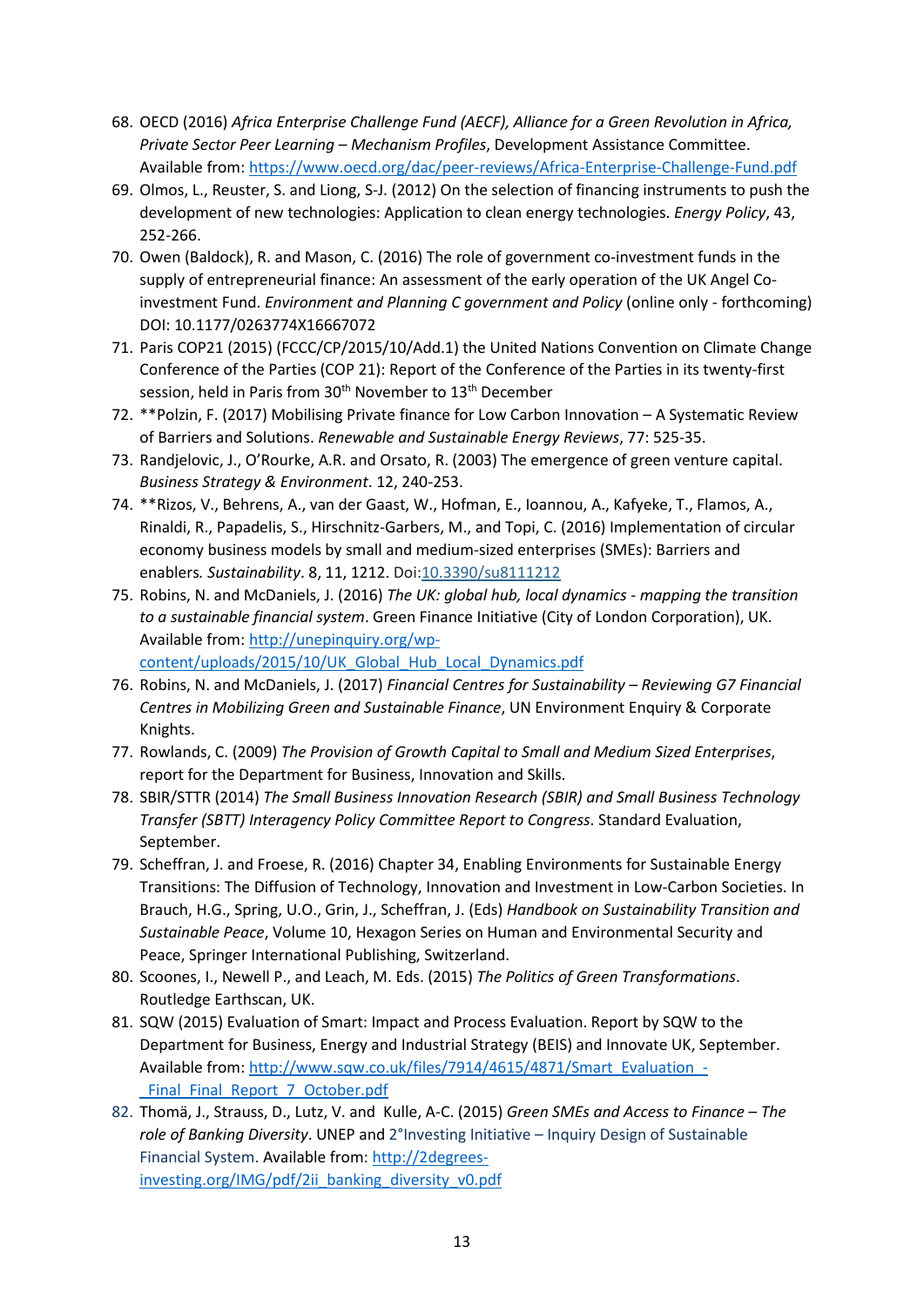68. OECD (2016) *Africa Enterprise Challenge Fund (AECF), Alliance for a Green Revolution in Africa, Private Sector Peer Learning – Mechanism Profiles*, Development Assistance Committee. Available from: https://www.oecd.org/dac/peer-reviews/Africa-Enterprise-Challenge-Fund.pdf
69. Olmos, L., Reuster, S. and Liong, S-J. (2012) On the selection of financing instruments to push the development of new technologies: Application to clean energy technologies. *Energy Policy*, 43, 252-266.
70. Owen (Baldock), R. and Mason, C. (2016) The role of government co-investment funds in the supply of entrepreneurial finance: An assessment of the early operation of the UK Angel Co-investment Fund. *Environment and Planning C government and Policy* (online only - forthcoming) DOI: 10.1177/0263774X16667072
71. Paris COP21 (2015) (FCCC/CP/2015/10/Add.1) the United Nations Convention on Climate Change Conference of the Parties (COP 21): Report of the Conference of the Parties in its twenty-first session, held in Paris from 30th November to 13th December
72. **Polzin, F. (2017) Mobilising Private finance for Low Carbon Innovation – A Systematic Review of Barriers and Solutions. *Renewable and Sustainable Energy Reviews*, 77: 525-35.
73. Randjelovic, J., O'Rourke, A.R. and Orsato, R. (2003) The emergence of green venture capital. *Business Strategy & Environment*. 12, 240-253.
74. **Rizos, V., Behrens, A., van der Gaast, W., Hofman, E., Ioannou, A., Kafyeke, T., Flamos, A., Rinaldi, R., Papadelis, S., Hirschnitz-Garbers, M., and Topi, C. (2016) Implementation of circular economy business models by small and medium-sized enterprises (SMEs): Barriers and enablers*. Sustainability*. 8, 11, 1212. Doi:10.3390/su8111212
75. Robins, N. and McDaniels, J. (2016) *The UK: global hub, local dynamics - mapping the transition to a sustainable financial system*. Green Finance Initiative (City of London Corporation), UK. Available from: http://unepinquiry.org/wp-content/uploads/2015/10/UK_Global_Hub_Local_Dynamics.pdf
76. Robins, N. and McDaniels, J. (2017) *Financial Centres for Sustainability – Reviewing G7 Financial Centres in Mobilizing Green and Sustainable Finance*, UN Environment Enquiry & Corporate Knights.
77. Rowlands, C. (2009) *The Provision of Growth Capital to Small and Medium Sized Enterprises*, report for the Department for Business, Innovation and Skills.
78. SBIR/STTR (2014) *The Small Business Innovation Research (SBIR) and Small Business Technology Transfer (SBTT) Interagency Policy Committee Report to Congress*. Standard Evaluation, September.
79. Scheffran, J. and Froese, R. (2016) Chapter 34, Enabling Environments for Sustainable Energy Transitions: The Diffusion of Technology, Innovation and Investment in Low-Carbon Societies. In Brauch, H.G., Spring, U.O., Grin, J., Scheffran, J. (Eds) *Handbook on Sustainability Transition and Sustainable Peace*, Volume 10, Hexagon Series on Human and Environmental Security and Peace, Springer International Publishing, Switzerland.
80. Scoones, I., Newell P., and Leach, M. Eds. (2015) *The Politics of Green Transformations*. Routledge Earthscan, UK.
81. SQW (2015) Evaluation of Smart: Impact and Process Evaluation. Report by SQW to the Department for Business, Energy and Industrial Strategy (BEIS) and Innovate UK, September. Available from: http://www.sqw.co.uk/files/7914/4615/4871/Smart_Evaluation_-_Final_Final_Report_7_October.pdf
82. Thomä, J., Strauss, D., Lutz, V. and Kulle, A-C. (2015) *Green SMEs and Access to Finance – The role of Banking Diversity*. UNEP and 2°Investing Initiative – Inquiry Design of Sustainable Financial System. Available from: http://2degrees-investing.org/IMG/pdf/2ii_banking_diversity_v0.pdf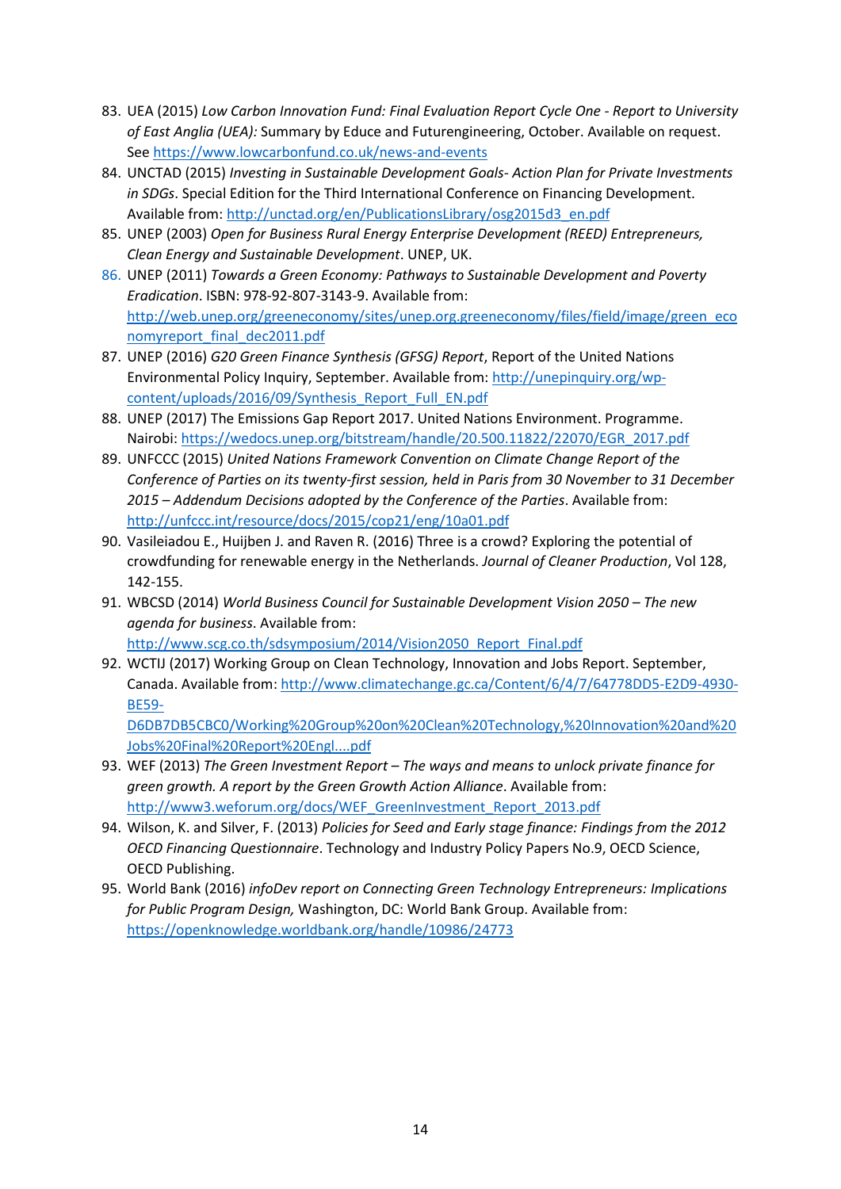83. UEA (2015) *Low Carbon Innovation Fund: Final Evaluation Report Cycle One - Report to University of East Anglia (UEA):* Summary by Educe and Futurengineering, October. Available on request. See https://www.lowcarbonfund.co.uk/news-and-events
84. UNCTAD (2015) *Investing in Sustainable Development Goals- Action Plan for Private Investments in SDGs*. Special Edition for the Third International Conference on Financing Development. Available from: http://unctad.org/en/PublicationsLibrary/osg2015d3_en.pdf
85. UNEP (2003) *Open for Business Rural Energy Enterprise Development (REED) Entrepreneurs, Clean Energy and Sustainable Development*. UNEP, UK.
86. UNEP (2011) *Towards a Green Economy: Pathways to Sustainable Development and Poverty Eradication*. ISBN: 978-92-807-3143-9. Available from: http://web.unep.org/greeneconomy/sites/unep.org.greeneconomy/files/field/image/green_economyreport_final_dec2011.pdf
87. UNEP (2016) *G20 Green Finance Synthesis (GFSG) Report*, Report of the United Nations Environmental Policy Inquiry, September. Available from: http://unepinquiry.org/wp-content/uploads/2016/09/Synthesis_Report_Full_EN.pdf
88. UNEP (2017) The Emissions Gap Report 2017. United Nations Environment. Programme. Nairobi: https://wedocs.unep.org/bitstream/handle/20.500.11822/22070/EGR_2017.pdf
89. UNFCCC (2015) *United Nations Framework Convention on Climate Change Report of the Conference of Parties on its twenty-first session, held in Paris from 30 November to 31 December 2015 – Addendum Decisions adopted by the Conference of the Parties*. Available from: http://unfccc.int/resource/docs/2015/cop21/eng/10a01.pdf
90. Vasileiadou E., Huijben J. and Raven R. (2016) Three is a crowd? Exploring the potential of crowdfunding for renewable energy in the Netherlands. *Journal of Cleaner Production*, Vol 128, 142-155.
91. WBCSD (2014) *World Business Council for Sustainable Development Vision 2050 – The new agenda for business*. Available from: http://www.scg.co.th/sdsymposium/2014/Vision2050_Report_Final.pdf
92. WCTIJ (2017) Working Group on Clean Technology, Innovation and Jobs Report. September, Canada. Available from: http://www.climatechange.gc.ca/Content/6/4/7/64778DD5-E2D9-4930-BE59-D6DB7DB5CBC0/Working%20Group%20on%20Clean%20Technology,%20Innovation%20and%20Jobs%20Final%20Report%20Engl....pdf
93. WEF (2013) *The Green Investment Report – The ways and means to unlock private finance for green growth. A report by the Green Growth Action Alliance*. Available from: http://www3.weforum.org/docs/WEF_GreenInvestment_Report_2013.pdf
94. Wilson, K. and Silver, F. (2013) *Policies for Seed and Early stage finance: Findings from the 2012 OECD Financing Questionnaire*. Technology and Industry Policy Papers No.9, OECD Science, OECD Publishing.
95. World Bank (2016) *infoDev report on Connecting Green Technology Entrepreneurs: Implications for Public Program Design,* Washington, DC: World Bank Group. Available from: https://openknowledge.worldbank.org/handle/10986/24773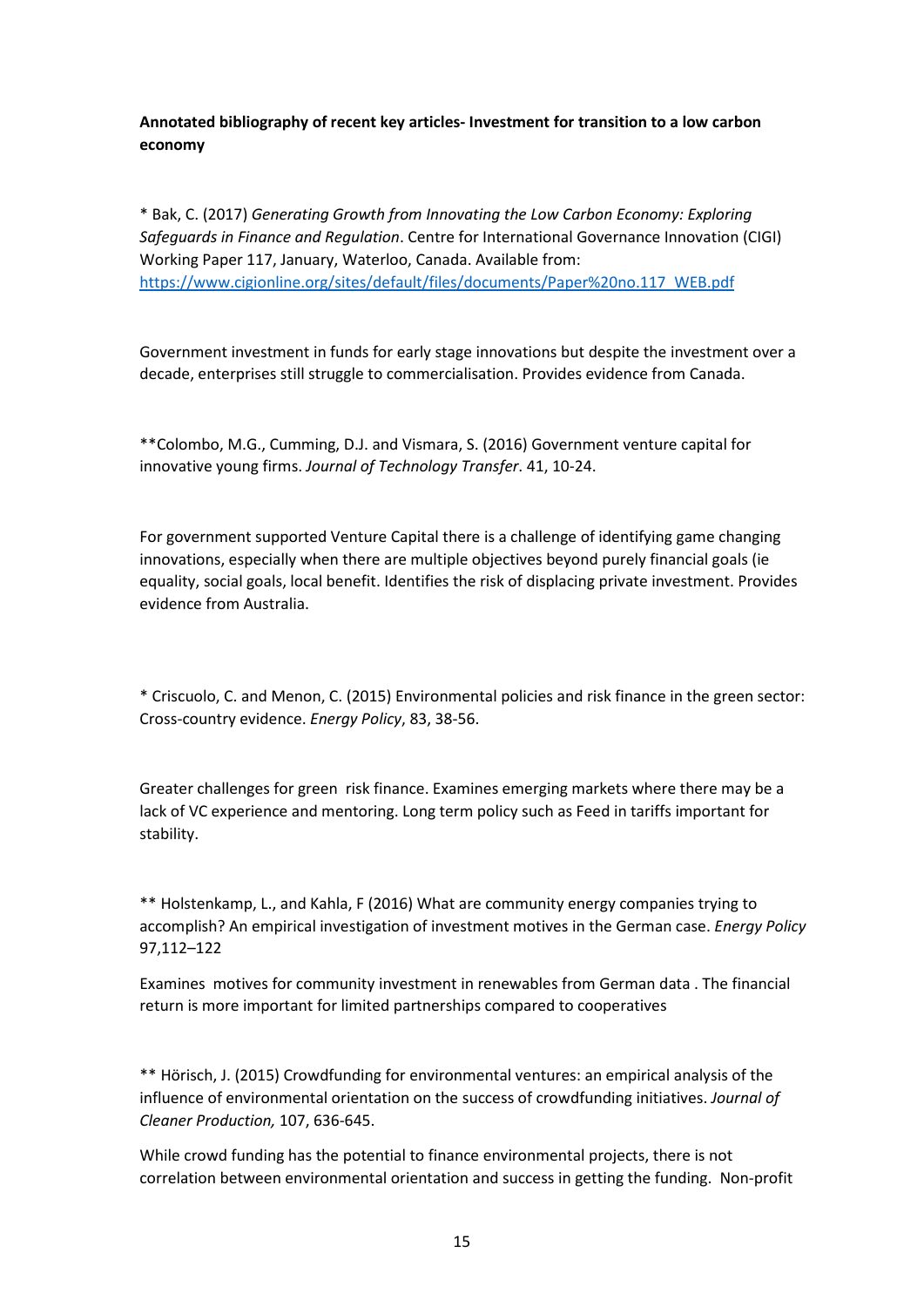**Annotated bibliography of recent key articles- Investment for transition to a low carbon economy**

* Bak, C. (2017) *Generating Growth from Innovating the Low Carbon Economy: Exploring Safeguards in Finance and Regulation*. Centre for International Governance Innovation (CIGI) Working Paper 117, January, Waterloo, Canada. Available from: [https://www.cigionline.org/sites/default/files/documents/Paper%20no.117_WEB.pdf](https://www.cigionline.org/sites/default/files/documents/Paper%20no.117_WEB.pdf)

Government investment in funds for early stage innovations but despite the investment over a decade, enterprises still struggle to commercialisation. Provides evidence from Canada.

**Colombo, M.G., Cumming, D.J. and Vismara, S. (2016) Government venture capital for innovative young firms. *Journal of Technology Transfer*. 41, 10-24.

For government supported Venture Capital there is a challenge of identifying game changing innovations, especially when there are multiple objectives beyond purely financial goals (ie equality, social goals, local benefit. Identifies the risk of displacing private investment. Provides evidence from Australia.

* Criscuolo, C. and Menon, C. (2015) Environmental policies and risk finance in the green sector: Cross-country evidence. *Energy Policy*, 83, 38-56.

Greater challenges for green risk finance. Examines emerging markets where there may be a lack of VC experience and mentoring. Long term policy such as Feed in tariffs important for stability.

** Holstenkamp, L., and Kahla, F (2016) What are community energy companies trying to accomplish? An empirical investigation of investment motives in the German case. *Energy Policy* 97,112–122

Examines motives for community investment in renewables from German data . The financial return is more important for limited partnerships compared to cooperatives

** Hörisch, J. (2015) Crowdfunding for environmental ventures: an empirical analysis of the influence of environmental orientation on the success of crowdfunding initiatives. *Journal of Cleaner Production,* 107, 636-645.

While crowd funding has the potential to finance environmental projects, there is not correlation between environmental orientation and success in getting the funding. Non-profit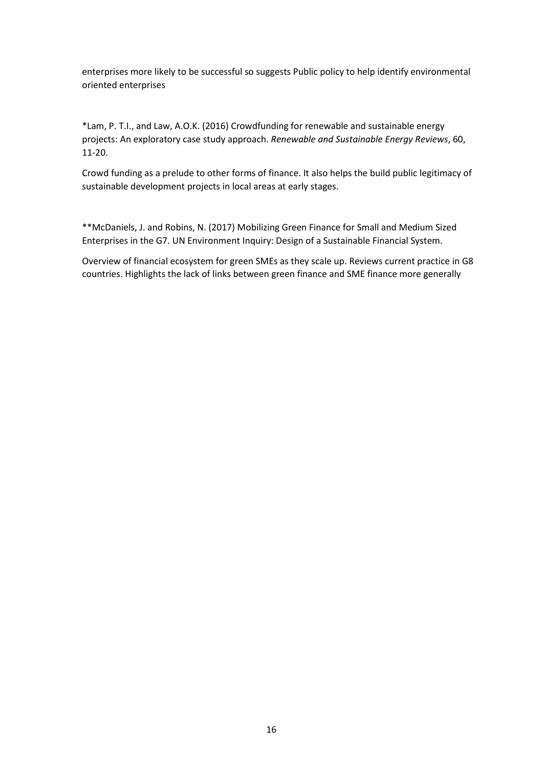enterprises more likely to be successful so suggests Public policy to help identify environmental oriented enterprises

*Lam, P. T.I., and Law, A.O.K. (2016) Crowdfunding for renewable and sustainable energy projects: An exploratory case study approach. *Renewable and Sustainable Energy Reviews*, 60, 11-20.

Crowd funding as a prelude to other forms of finance. It also helps the build public legitimacy of sustainable development projects in local areas at early stages.

**McDaniels, J. and Robins, N. (2017) Mobilizing Green Finance for Small and Medium Sized Enterprises in the G7. UN Environment Inquiry: Design of a Sustainable Financial System.

Overview of financial ecosystem for green SMEs as they scale up. Reviews current practice in G8 countries. Highlights the lack of links between green finance and SME finance more generally